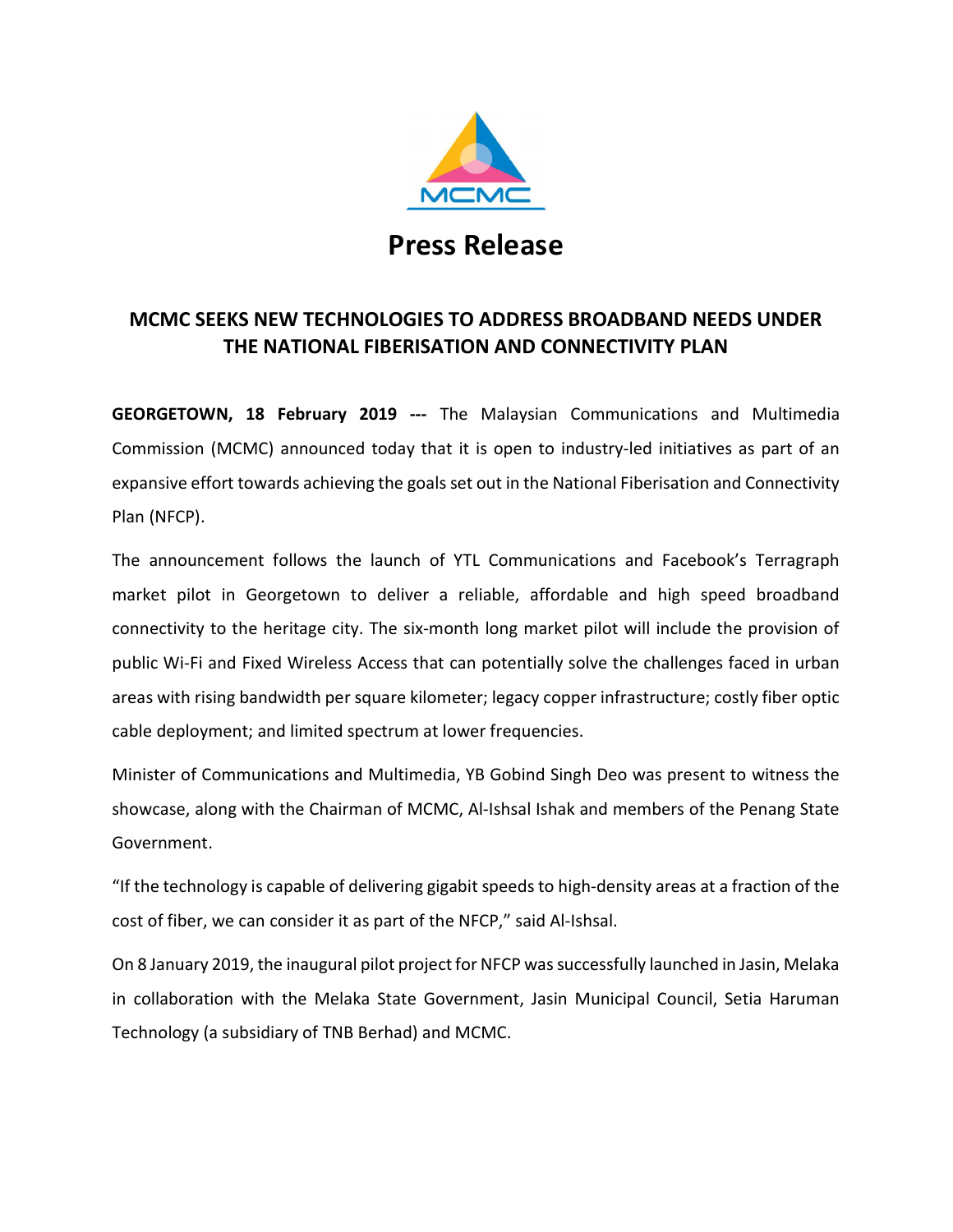# Press Release

## MCMC SEEKS NEW TECHNOLOGIES TO ADDRESS BROADBAND NEEDS UNDER THE NATIONAL FIBERISATION AND CONNECTIVITY PLAN

**GEORGETOWN, 18 February 2019 ---** The Malaysian Communications and Multimedia Commission (MCMC) announced today that it is open to industry-led initiatives as part of an expansive effort towards achieving the goals set out in the National Fiberisation and Connectivity Plan (NFCP).

The announcement follows the launch of YTL Communications and Facebook's Terragraph market pilot in Georgetown to deliver a reliable, affordable and high speed broadband connectivity to the heritage city. The six-month long market pilot will include the provision of public Wi-Fi and Fixed Wireless Access that can potentially solve the challenges faced in urban areas with rising bandwidth per square kilometer; legacy copper infrastructure; costly fiber optic cable deployment; and limited spectrum at lower frequencies.

Minister of Communications and Multimedia, YB Gobind Singh Deo was present to witness the showcase, along with the Chairman of MCMC, Al-Ishsal Ishak and members of the Penang State Government.

"If the technology is capable of delivering gigabit speeds to high-density areas at a fraction of the cost of fiber, we can consider it as part of the NFCP," said Al-Ishsal.

On 8 January 2019, the inaugural pilot project for NFCP was successfully launched in Jasin, Melaka in collaboration with the Melaka State Government, Jasin Municipal Council, Setia Haruman Technology (a subsidiary of TNB Berhad) and MCMC.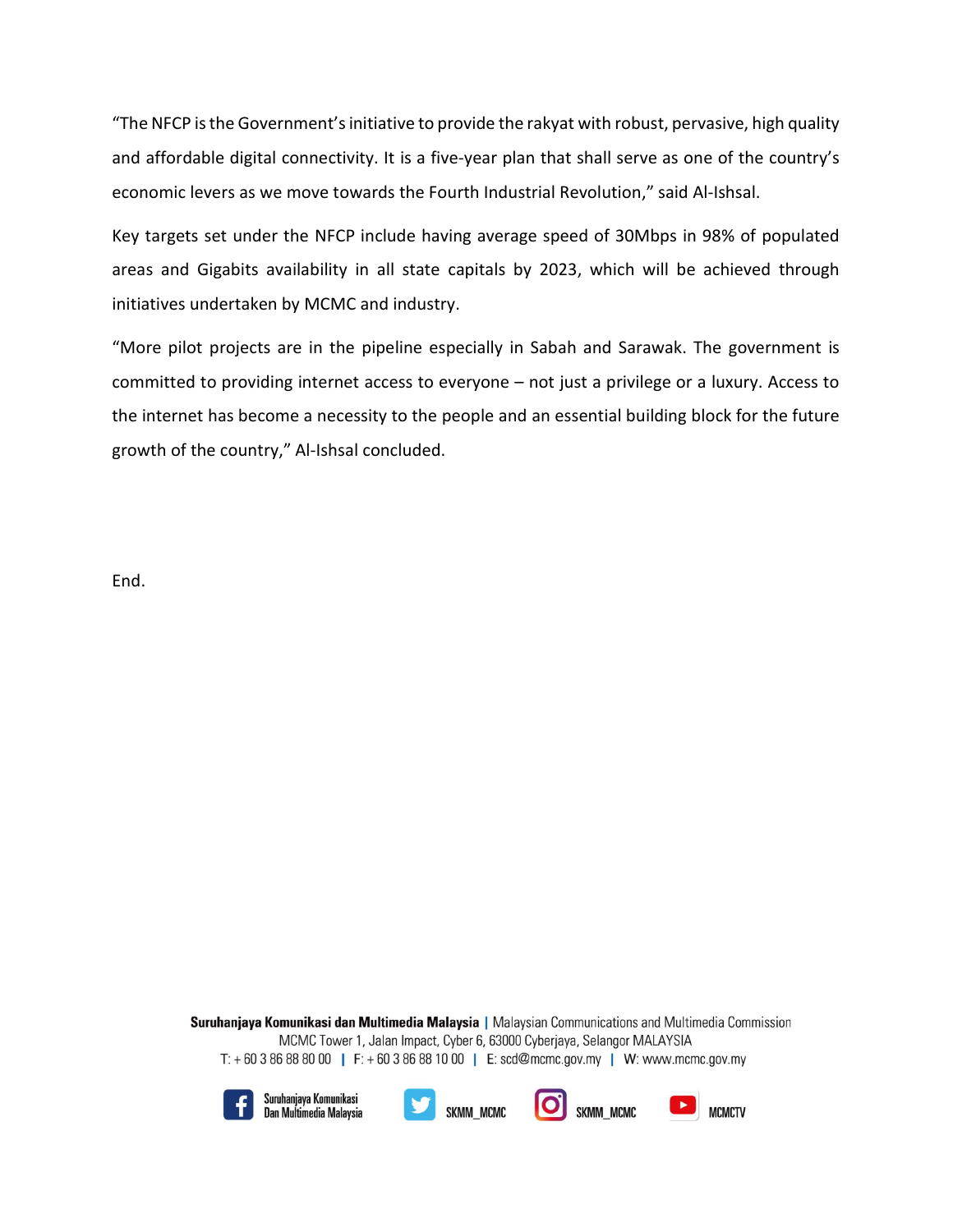"The NFCP is the Government's initiative to provide the rakyat with robust, pervasive, high quality and affordable digital connectivity. It is a five-year plan that shall serve as one of the country's economic levers as we move towards the Fourth Industrial Revolution," said Al-Ishsal.

Key targets set under the NFCP include having average speed of 30Mbps in 98% of populated areas and Gigabits availability in all state capitals by 2023, which will be achieved through initiatives undertaken by MCMC and industry.

"More pilot projects are in the pipeline especially in Sabah and Sarawak. The government is committed to providing internet access to everyone – not just a privilege or a luxury. Access to the internet has become a necessity to the people and an essential building block for the future growth of the country," Al-Ishsal concluded.

End.

**Suruhanjaya Komunikasi dan Multimedia Malaysia** | Malaysian Communications and Multimedia Commission
MCMC Tower 1, Jalan Impact, Cyber 6, 63000 Cyberjaya, Selangor MALAYSIA
T: + 60 3 86 88 80 00 | F: + 60 3 86 88 10 00 | E: scd@mcmc.gov.my | W: www.mcmc.gov.my

Suruhanjaya Komunikasi Dan Multimedia Malaysia  SKMM_MCMC  SKMM_MCMC  MCMCTV